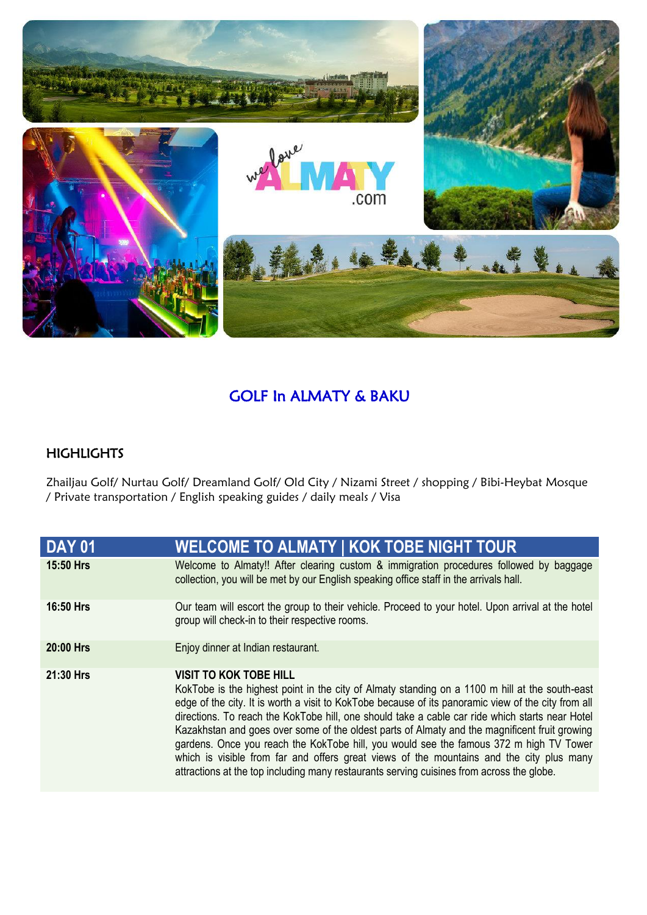# GOLF In ALMATY & BAKU

## HIGHLIGHTS

Zhailjau Golf/ Nurtau Golf/ Dreamland Golf/ Old City / Nizami Street / shopping / Bibi-Heybat Mosque / Private transportation / English speaking guides / daily meals / Visa

| DAY 01 | WELCOME TO ALMATY \| KOK TOBE NIGHT TOUR |
|---|---|
| **15:50 Hrs** | Welcome to Almaty!! After clearing custom & immigration procedures followed by baggage collection, you will be met by our English speaking office staff in the arrivals hall. |
| **16:50 Hrs** | Our team will escort the group to their vehicle. Proceed to your hotel. Upon arrival at the hotel group will check-in to their respective rooms. |
| **20:00 Hrs** | Enjoy dinner at Indian restaurant. |
| **21:30 Hrs** | **VISIT TO KOK TOBE HILL**<br>KokTobe is the highest point in the city of Almaty standing on a 1100 m hill at the south-east edge of the city. It is worth a visit to KokTobe because of its panoramic view of the city from all directions. To reach the KokTobe hill, one should take a cable car ride which starts near Hotel Kazakhstan and goes over some of the oldest parts of Almaty and the magnificent fruit growing gardens. Once you reach the KokTobe hill, you would see the famous 372 m high TV Tower which is visible from far and offers great views of the mountains and the city plus many attractions at the top including many restaurants serving cuisines from across the globe. |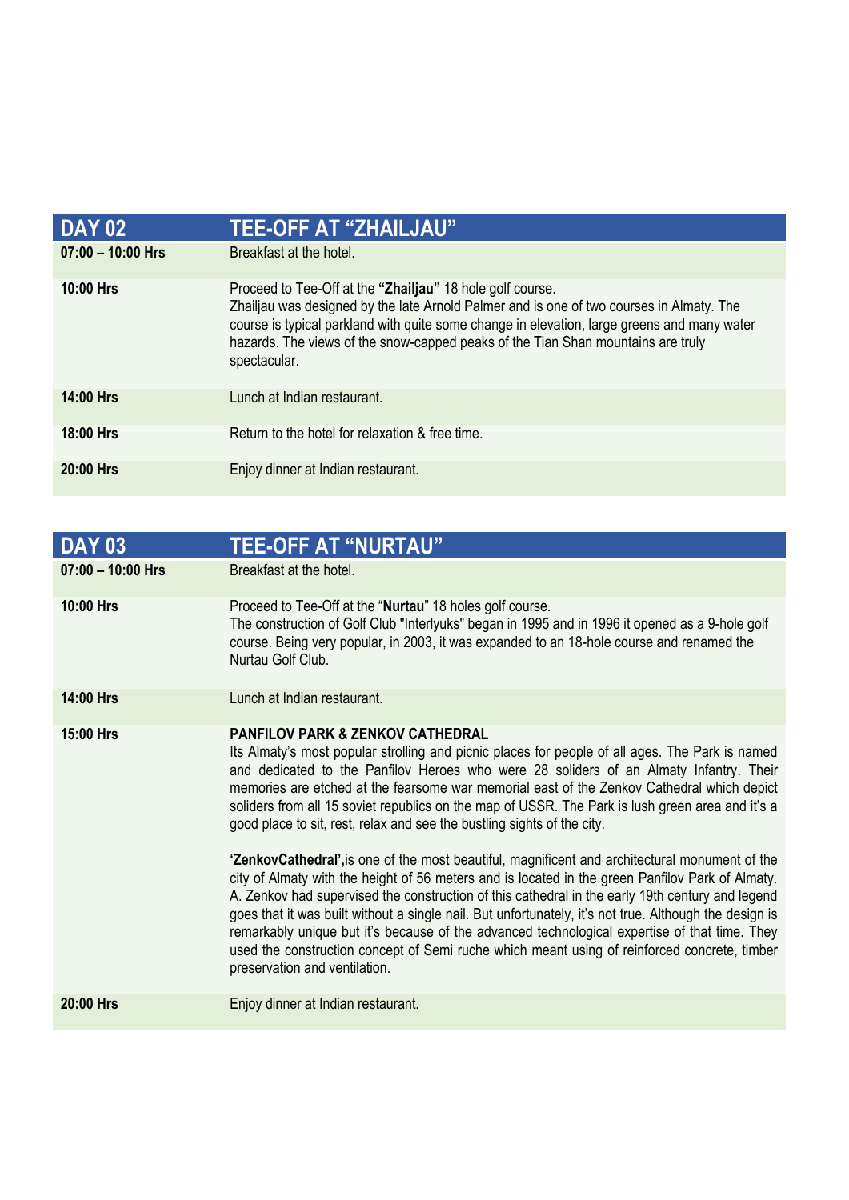| DAY 02 | TEE-OFF AT "ZHAILJAU" |
|---|---|
| **07:00 – 10:00 Hrs** | Breakfast at the hotel. |
| **10:00 Hrs** | Proceed to Tee-Off at the **"Zhailjau"** 18 hole golf course.<br>Zhailjau was designed by the late Arnold Palmer and is one of two courses in Almaty. The course is typical parkland with quite some change in elevation, large greens and many water hazards. The views of the snow-capped peaks of the Tian Shan mountains are truly spectacular. |
| **14:00 Hrs** | Lunch at Indian restaurant. |
| **18:00 Hrs** | Return to the hotel for relaxation & free time. |
| **20:00 Hrs** | Enjoy dinner at Indian restaurant. |

| DAY 03 | TEE-OFF AT "NURTAU" |
|---|---|
| **07:00 – 10:00 Hrs** | Breakfast at the hotel. |
| **10:00 Hrs** | Proceed to Tee-Off at the "**Nurtau**" 18 holes golf course.<br>The construction of Golf Club "Interlyuks" began in 1995 and in 1996 it opened as a 9-hole golf course. Being very popular, in 2003, it was expanded to an 18-hole course and renamed the Nurtau Golf Club. |
| **14:00 Hrs** | Lunch at Indian restaurant. |
| **15:00 Hrs** | **PANFILOV PARK & ZENKOV CATHEDRAL**<br>Its Almaty's most popular strolling and picnic places for people of all ages. The Park is named and dedicated to the Panfilov Heroes who were 28 soliders of an Almaty Infantry. Their memories are etched at the fearsome war memorial east of the Zenkov Cathedral which depict soliders from all 15 soviet republics on the map of USSR. The Park is lush green area and it's a good place to sit, rest, relax and see the bustling sights of the city.<br><br>**'ZenkovCathedral',**is one of the most beautiful, magnificent and architectural monument of the city of Almaty with the height of 56 meters and is located in the green Panfilov Park of Almaty. A. Zenkov had supervised the construction of this cathedral in the early 19th century and legend goes that it was built without a single nail. But unfortunately, it's not true. Although the design is remarkably unique but it's because of the advanced technological expertise of that time. They used the construction concept of Semi ruche which meant using of reinforced concrete, timber preservation and ventilation. |
| **20:00 Hrs** | Enjoy dinner at Indian restaurant. |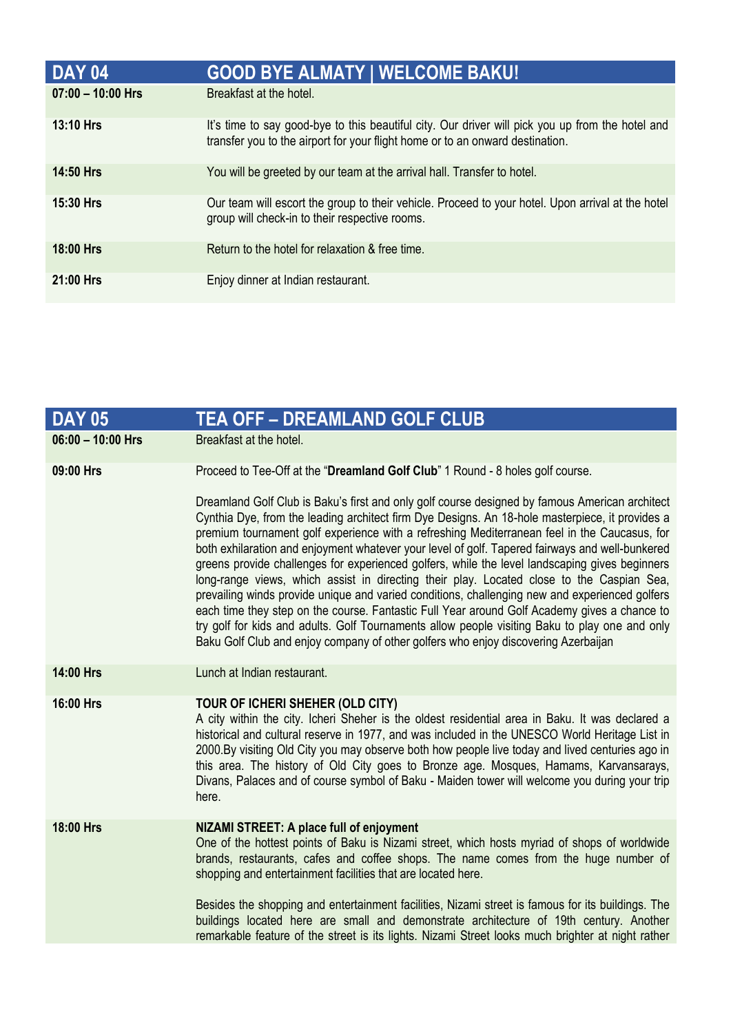| DAY 04 | GOOD BYE ALMATY \| WELCOME BAKU! |
|---|---|
| **07:00 – 10:00 Hrs** | Breakfast at the hotel. |
| **13:10 Hrs** | It's time to say good-bye to this beautiful city. Our driver will pick you up from the hotel and transfer you to the airport for your flight home or to an onward destination. |
| **14:50 Hrs** | You will be greeted by our team at the arrival hall. Transfer to hotel. |
| **15:30 Hrs** | Our team will escort the group to their vehicle. Proceed to your hotel. Upon arrival at the hotel group will check-in to their respective rooms. |
| **18:00 Hrs** | Return to the hotel for relaxation & free time. |
| **21:00 Hrs** | Enjoy dinner at Indian restaurant. |

| DAY 05 | TEA OFF – DREAMLAND GOLF CLUB |
|---|---|
| **06:00 – 10:00 Hrs** | Breakfast at the hotel. |
| **09:00 Hrs** | Proceed to Tee-Off at the "**Dreamland Golf Club**" 1 Round - 8 holes golf course.<br><br>Dreamland Golf Club is Baku's first and only golf course designed by famous American architect Cynthia Dye, from the leading architect firm Dye Designs. An 18-hole masterpiece, it provides a premium tournament golf experience with a refreshing Mediterranean feel in the Caucasus, for both exhilaration and enjoyment whatever your level of golf. Tapered fairways and well-bunkered greens provide challenges for experienced golfers, while the level landscaping gives beginners long-range views, which assist in directing their play. Located close to the Caspian Sea, prevailing winds provide unique and varied conditions, challenging new and experienced golfers each time they step on the course. Fantastic Full Year around Golf Academy gives a chance to try golf for kids and adults. Golf Tournaments allow people visiting Baku to play one and only Baku Golf Club and enjoy company of other golfers who enjoy discovering Azerbaijan |
| **14:00 Hrs** | Lunch at Indian restaurant. |
| **16:00 Hrs** | **TOUR OF ICHERI SHEHER (OLD CITY)**<br>A city within the city. Icheri Sheher is the oldest residential area in Baku. It was declared a historical and cultural reserve in 1977, and was included in the UNESCO World Heritage List in 2000.By visiting Old City you may observe both how people live today and lived centuries ago in this area. The history of Old City goes to Bronze age. Mosques, Hamams, Karvansarays, Divans, Palaces and of course symbol of Baku - Maiden tower will welcome you during your trip here. |
| **18:00 Hrs** | **NIZAMI STREET: A place full of enjoyment**<br>One of the hottest points of Baku is Nizami street, which hosts myriad of shops of worldwide brands, restaurants, cafes and coffee shops. The name comes from the huge number of shopping and entertainment facilities that are located here.<br><br>Besides the shopping and entertainment facilities, Nizami street is famous for its buildings. The buildings located here are small and demonstrate architecture of 19th century. Another remarkable feature of the street is its lights. Nizami Street looks much brighter at night rather |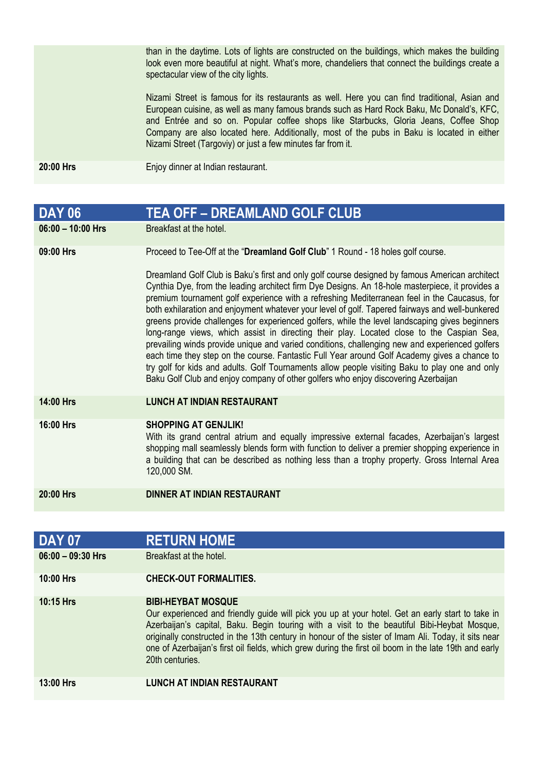| | |
|---|---|
| | than in the daytime. Lots of lights are constructed on the buildings, which makes the building look even more beautiful at night. What's more, chandeliers that connect the buildings create a spectacular view of the city lights.<br><br>Nizami Street is famous for its restaurants as well. Here you can find traditional, Asian and European cuisine, as well as many famous brands such as Hard Rock Baku, Mc Donald's, KFC, and Entrée and so on. Popular coffee shops like Starbucks, Gloria Jeans, Coffee Shop Company are also located here. Additionally, most of the pubs in Baku is located in either Nizami Street (Targoviy) or just a few minutes far from it. |
| **20:00 Hrs** | Enjoy dinner at Indian restaurant. |

| **DAY 06** | **TEA OFF – DREAMLAND GOLF CLUB** |
|---|---|
| **06:00 – 10:00 Hrs** | Breakfast at the hotel. |
| **09:00 Hrs** | Proceed to Tee-Off at the "**Dreamland Golf Club**" 1 Round - 18 holes golf course.<br><br>Dreamland Golf Club is Baku's first and only golf course designed by famous American architect Cynthia Dye, from the leading architect firm Dye Designs. An 18-hole masterpiece, it provides a premium tournament golf experience with a refreshing Mediterranean feel in the Caucasus, for both exhilaration and enjoyment whatever your level of golf. Tapered fairways and well-bunkered greens provide challenges for experienced golfers, while the level landscaping gives beginners long-range views, which assist in directing their play. Located close to the Caspian Sea, prevailing winds provide unique and varied conditions, challenging new and experienced golfers each time they step on the course. Fantastic Full Year around Golf Academy gives a chance to try golf for kids and adults. Golf Tournaments allow people visiting Baku to play one and only Baku Golf Club and enjoy company of other golfers who enjoy discovering Azerbaijan |
| **14:00 Hrs** | **LUNCH AT INDIAN RESTAURANT** |
| **16:00 Hrs** | **SHOPPING AT GENJLIK!**<br>With its grand central atrium and equally impressive external facades, Azerbaijan's largest shopping mall seamlessly blends form with function to deliver a premier shopping experience in a building that can be described as nothing less than a trophy property. Gross Internal Area 120,000 SM. |
| **20:00 Hrs** | **DINNER AT INDIAN RESTAURANT** |

| **DAY 07** | **RETURN HOME** |
|---|---|
| **06:00 – 09:30 Hrs** | Breakfast at the hotel. |
| **10:00 Hrs** | **CHECK-OUT FORMALITIES.** |
| **10:15 Hrs** | **BIBI-HEYBAT MOSQUE**<br>Our experienced and friendly guide will pick you up at your hotel. Get an early start to take in Azerbaijan's capital, Baku. Begin touring with a visit to the beautiful Bibi-Heybat Mosque, originally constructed in the 13th century in honour of the sister of Imam Ali. Today, it sits near one of Azerbaijan's first oil fields, which grew during the first oil boom in the late 19th and early 20th centuries. |
| **13:00 Hrs** | **LUNCH AT INDIAN RESTAURANT** |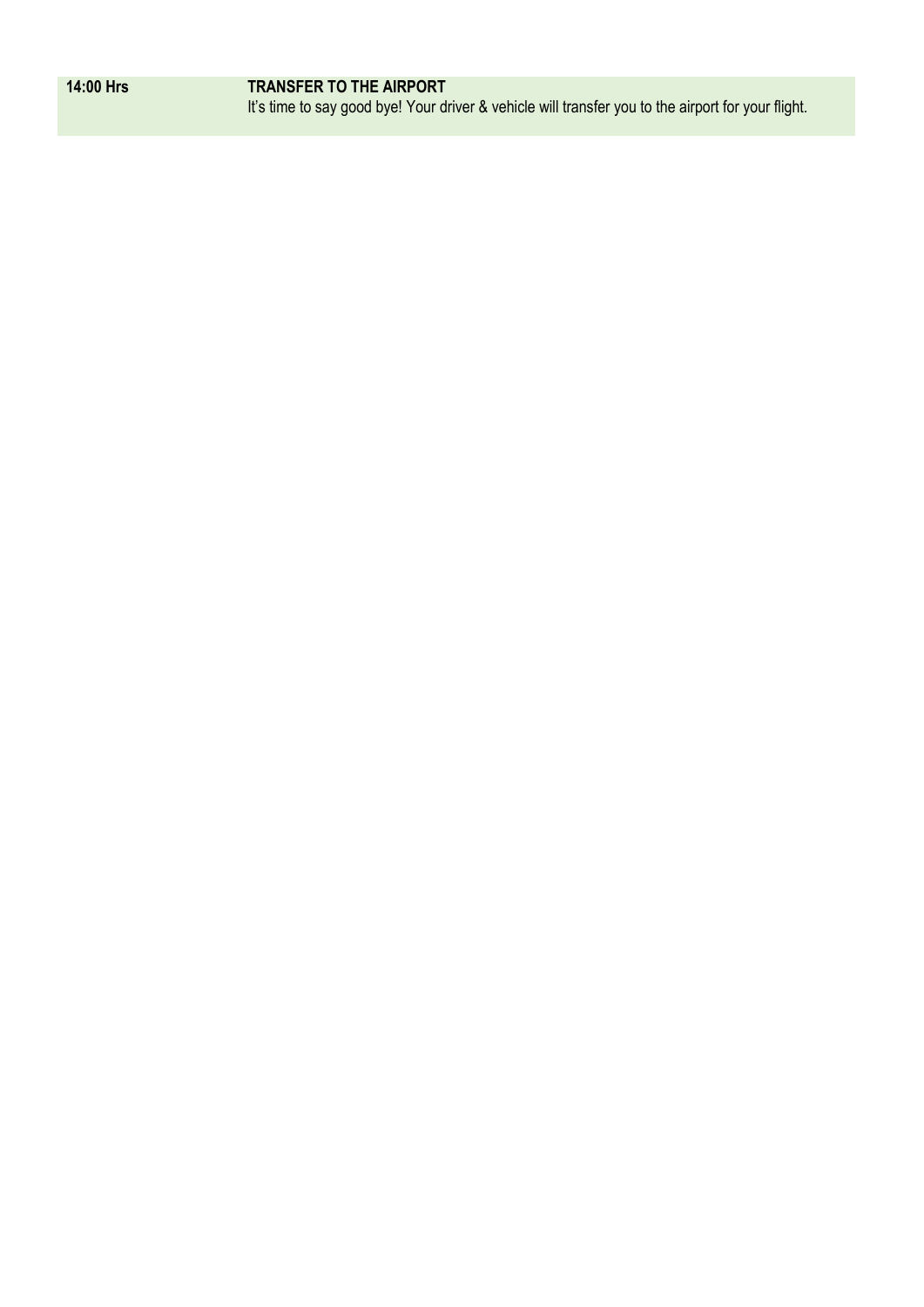| | |
|---|---|
| **14:00 Hrs** | **TRANSFER TO THE AIRPORT**<br>It's time to say good bye! Your driver & vehicle will transfer you to the airport for your flight. |